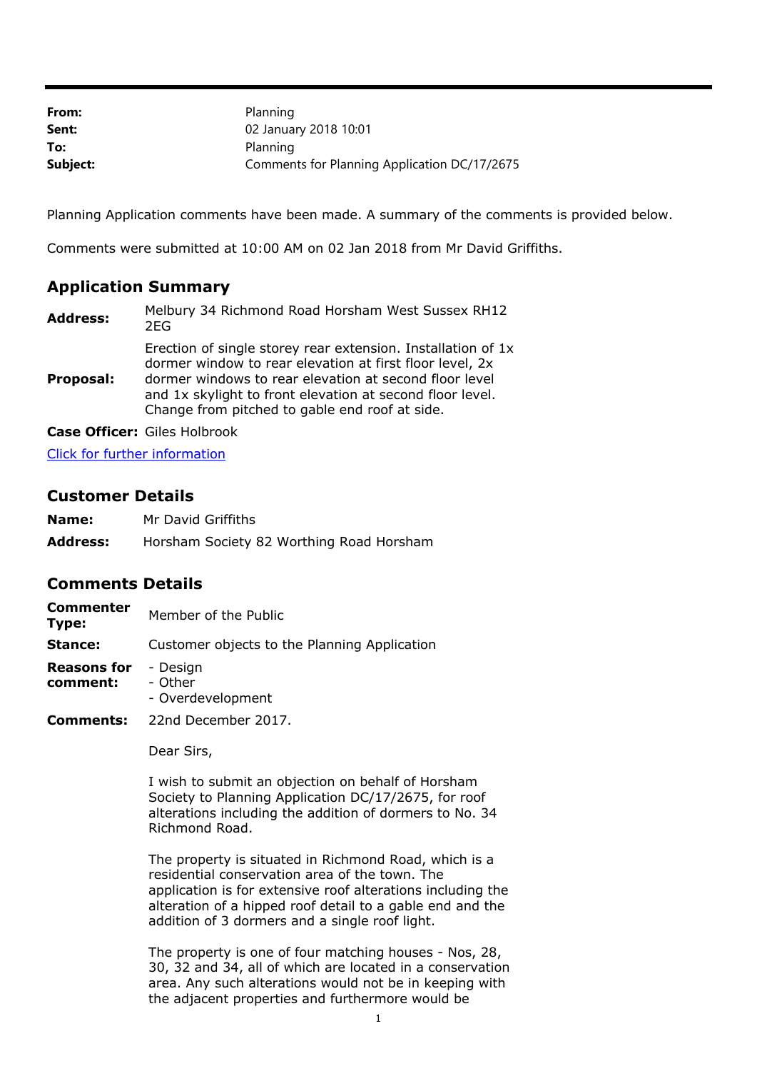| | |
|---|---|
| **From:** | Planning |
| **Sent:** | 02 January 2018 10:01 |
| **To:** | Planning |
| **Subject:** | Comments for Planning Application DC/17/2675 |

Planning Application comments have been made. A summary of the comments is provided below.

Comments were submitted at 10:00 AM on 02 Jan 2018 from Mr David Griffiths.

## Application Summary

| | |
|---|---|
| **Address:** | Melbury 34 Richmond Road Horsham West Sussex RH12 2EG |
| **Proposal:** | Erection of single storey rear extension. Installation of 1x dormer window to rear elevation at first floor level, 2x dormer windows to rear elevation at second floor level and 1x skylight to front elevation at second floor level. Change from pitched to gable end roof at side. |
| **Case Officer:** | Giles Holbrook |

[Click for further information]

## Customer Details

| | |
|---|---|
| **Name:** | Mr David Griffiths |
| **Address:** | Horsham Society 82 Worthing Road Horsham |

## Comments Details

| | |
|---|---|
| **Commenter Type:** | Member of the Public |
| **Stance:** | Customer objects to the Planning Application |
| **Reasons for comment:** | - Design<br>- Other<br>- Overdevelopment |
| **Comments:** | 22nd December 2017. |

Dear Sirs,

I wish to submit an objection on behalf of Horsham Society to Planning Application DC/17/2675, for roof alterations including the addition of dormers to No. 34 Richmond Road.

The property is situated in Richmond Road, which is a residential conservation area of the town. The application is for extensive roof alterations including the alteration of a hipped roof detail to a gable end and the addition of 3 dormers and a single roof light.

The property is one of four matching houses - Nos, 28, 30, 32 and 34, all of which are located in a conservation area. Any such alterations would not be in keeping with the adjacent properties and furthermore would be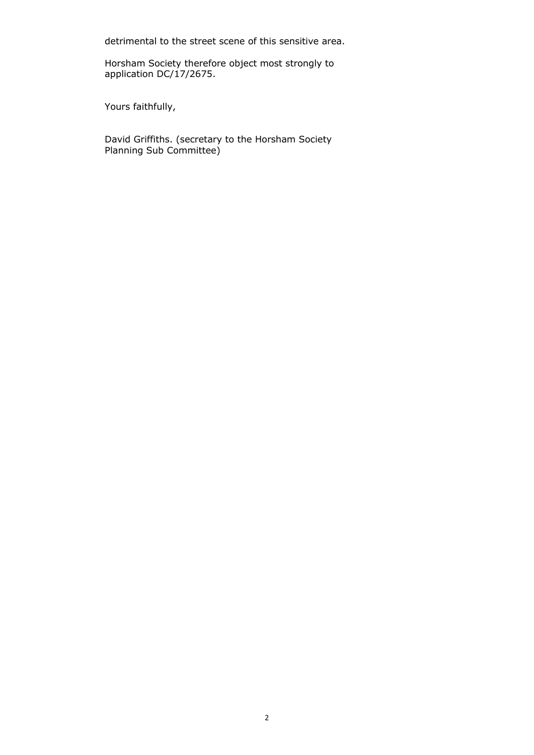detrimental to the street scene of this sensitive area.

Horsham Society therefore object most strongly to application DC/17/2675.

Yours faithfully,

David Griffiths. (secretary to the Horsham Society Planning Sub Committee)